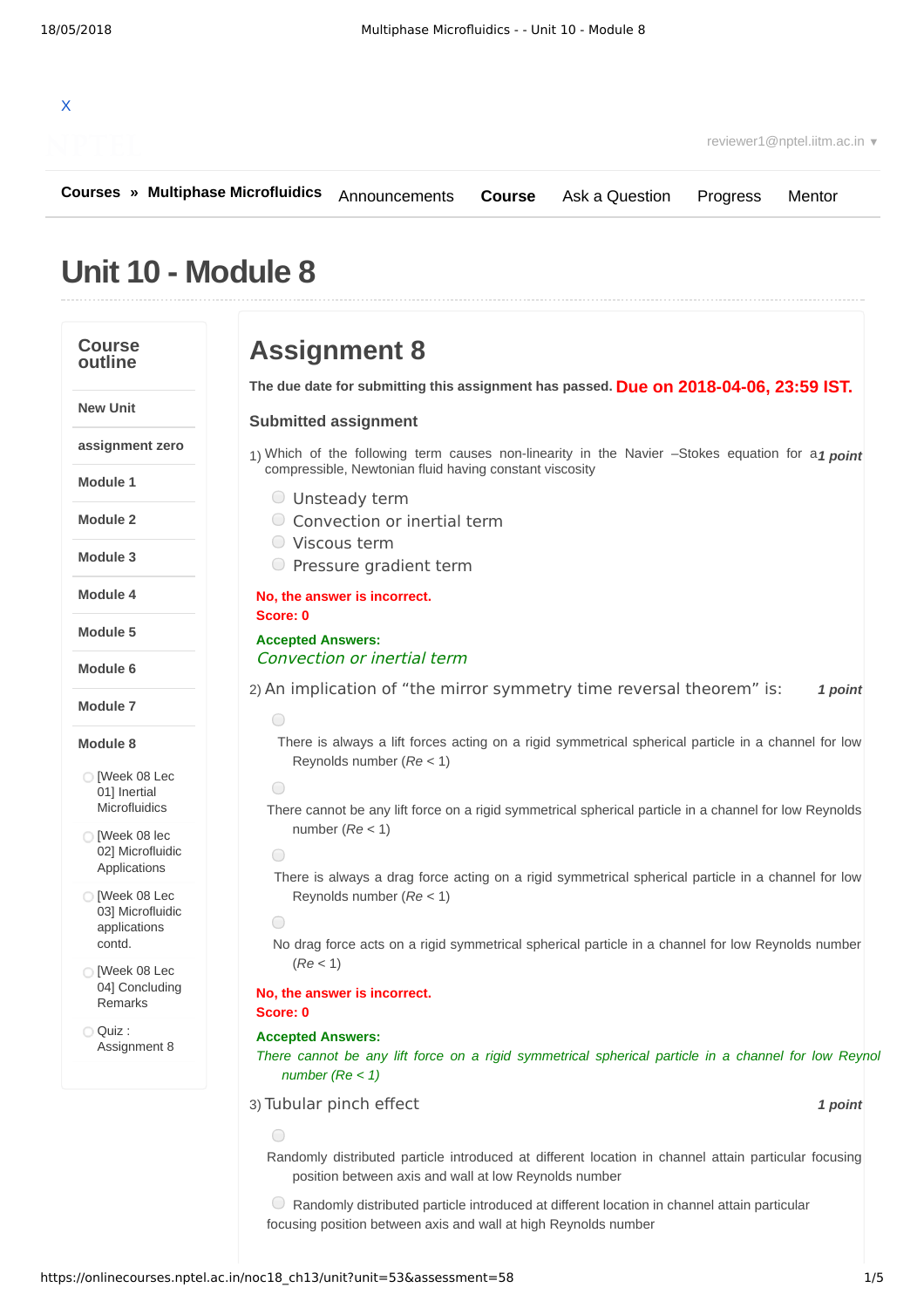X

reviewer1@nptel.iitm.ac.in ▾

**Courses** » **Multiphase Microfluidics** Announcements **Course** Ask a Question Progress Mentor

# Unit 10 - Module 8

## Course outline

- **New Unit**
- **assignment zero**
- **Module 1**
- **Module 2**
- **Module 3**
- **Module 4**
- **Module 5**
- **Module 6**
- **Module 7**
- **Module 8**
  - [Week 08 Lec 01] Inertial Microfluidics
  - [Week 08 lec 02] Microfluidic Applications
  - [Week 08 Lec 03] Microfluidic applications contd.
  - [Week 08 Lec 04] Concluding Remarks
  - Quiz : Assignment 8

# Assignment 8

**The due date for submitting this assignment has passed.** **Due on 2018-04-06, 23:59 IST.**

### Submitted assignment

1) Which of the following term causes non-linearity in the Navier –Stokes equation for a compressible, Newtonian fluid having constant viscosity *1 point*

- Unsteady term
- Convection or inertial term
- Viscous term
- Pressure gradient term

**No, the answer is incorrect.**
**Score: 0**

**Accepted Answers:**
*Convection or inertial term*

2) An implication of "the mirror symmetry time reversal theorem" is: *1 point*

- There is always a lift forces acting on a rigid symmetrical spherical particle in a channel for low Reynolds number ($Re < 1$)
- There cannot be any lift force on a rigid symmetrical spherical particle in a channel for low Reynolds number ($Re < 1$)
- There is always a drag force acting on a rigid symmetrical spherical particle in a channel for low Reynolds number ($Re < 1$)
- No drag force acts on a rigid symmetrical spherical particle in a channel for low Reynolds number ($Re < 1$)

**No, the answer is incorrect.**
**Score: 0**

**Accepted Answers:**
*There cannot be any lift force on a rigid symmetrical spherical particle in a channel for low Reynol number ($Re < 1$)*

3) Tubular pinch effect *1 point*

- Randomly distributed particle introduced at different location in channel attain particular focusing position between axis and wall at low Reynolds number
- Randomly distributed particle introduced at different location in channel attain particular focusing position between axis and wall at high Reynolds number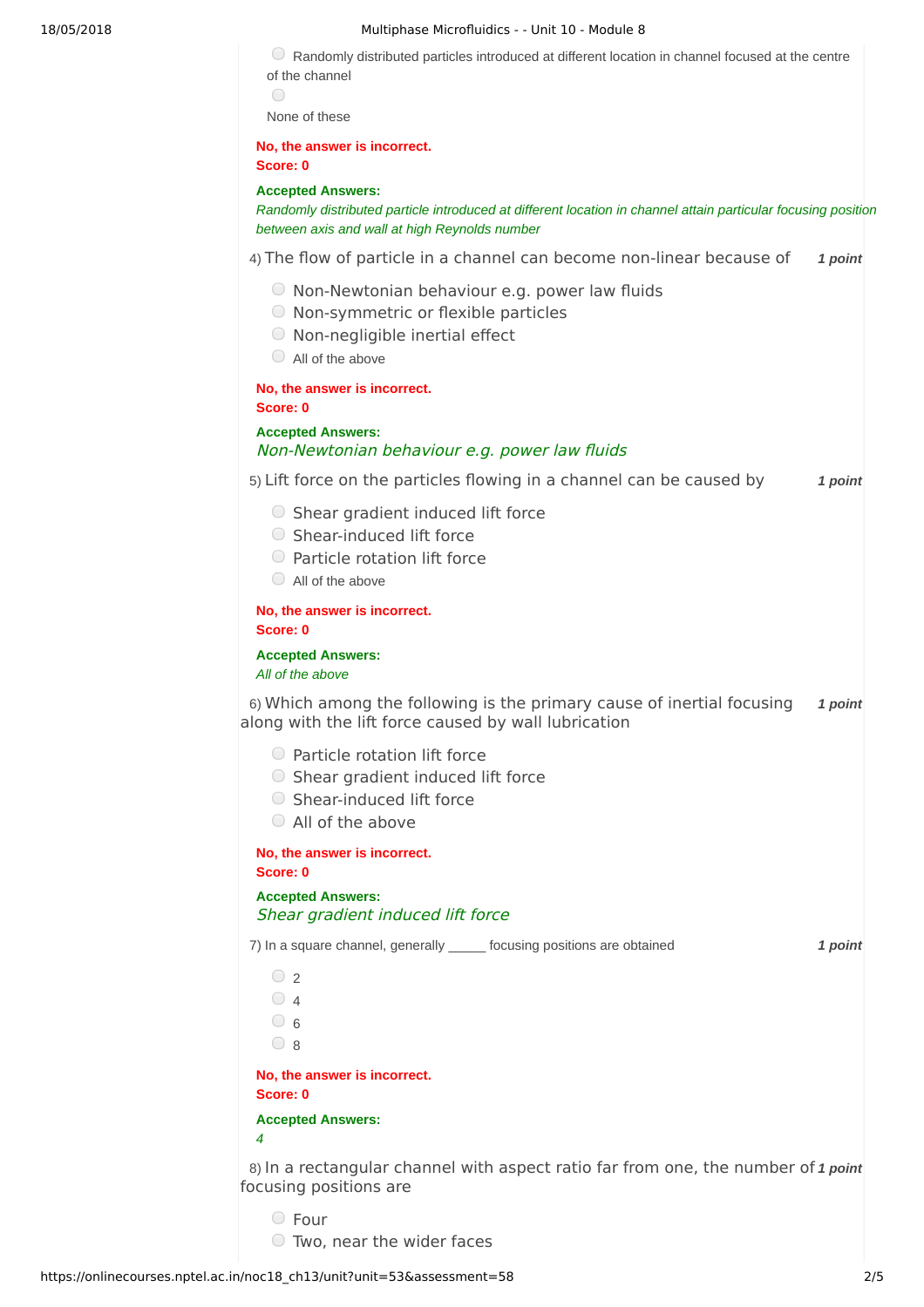- Randomly distributed particles introduced at different location in channel focused at the centre of the channel
- None of these

**No, the answer is incorrect.**
**Score: 0**

**Accepted Answers:**
*Randomly distributed particle introduced at different location in channel attain particular focusing position between axis and wall at high Reynolds number*

4) The flow of particle in a channel can become non-linear because of — *1 point*

- Non-Newtonian behaviour e.g. power law fluids
- Non-symmetric or flexible particles
- Non-negligible inertial effect
- All of the above

**No, the answer is incorrect.**
**Score: 0**

**Accepted Answers:**
*Non-Newtonian behaviour e.g. power law fluids*

5) Lift force on the particles flowing in a channel can be caused by — *1 point*

- Shear gradient induced lift force
- Shear-induced lift force
- Particle rotation lift force
- All of the above

**No, the answer is incorrect.**
**Score: 0**

**Accepted Answers:**
*All of the above*

6) Which among the following is the primary cause of inertial focusing along with the lift force caused by wall lubrication — *1 point*

- Particle rotation lift force
- Shear gradient induced lift force
- Shear-induced lift force
- All of the above

**No, the answer is incorrect.**
**Score: 0**

**Accepted Answers:**
*Shear gradient induced lift force*

7) In a square channel, generally _____ focusing positions are obtained — *1 point*

- 2
- 4
- 6
- 8

**No, the answer is incorrect.**
**Score: 0**

**Accepted Answers:**
*4*

8) In a rectangular channel with aspect ratio far from one, the number of focusing positions are — *1 point*

- Four
- Two, near the wider faces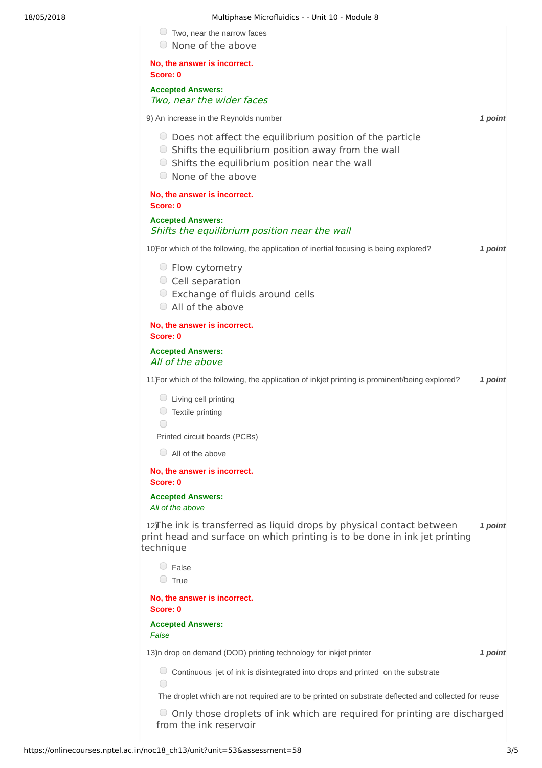- Two, near the narrow faces
- None of the above

**No, the answer is incorrect.**
**Score: 0**

**Accepted Answers:**
*Two, near the wider faces*

9) An increase in the Reynolds number **1 point**

- Does not affect the equilibrium position of the particle
- Shifts the equilibrium position away from the wall
- Shifts the equilibrium position near the wall
- None of the above

**No, the answer is incorrect.**
**Score: 0**

**Accepted Answers:**
*Shifts the equilibrium position near the wall*

10) For which of the following, the application of inertial focusing is being explored? **1 point**

- Flow cytometry
- Cell separation
- Exchange of fluids around cells
- All of the above

**No, the answer is incorrect.**
**Score: 0**

**Accepted Answers:**
*All of the above*

11) For which of the following, the application of inkjet printing is prominent/being explored? **1 point**

- Living cell printing
- Textile printing
- Printed circuit boards (PCBs)
- All of the above

**No, the answer is incorrect.**
**Score: 0**

**Accepted Answers:**
*All of the above*

12) The ink is transferred as liquid drops by physical contact between print head and surface on which printing is to be done in ink jet printing technique **1 point**

- False
- True

**No, the answer is incorrect.**
**Score: 0**

**Accepted Answers:**
*False*

13) In drop on demand (DOD) printing technology for inkjet printer **1 point**

- Continuous jet of ink is disintegrated into drops and printed on the substrate
- The droplet which are not required are to be printed on substrate deflected and collected for reuse
- Only those droplets of ink which are required for printing are discharged from the ink reservoir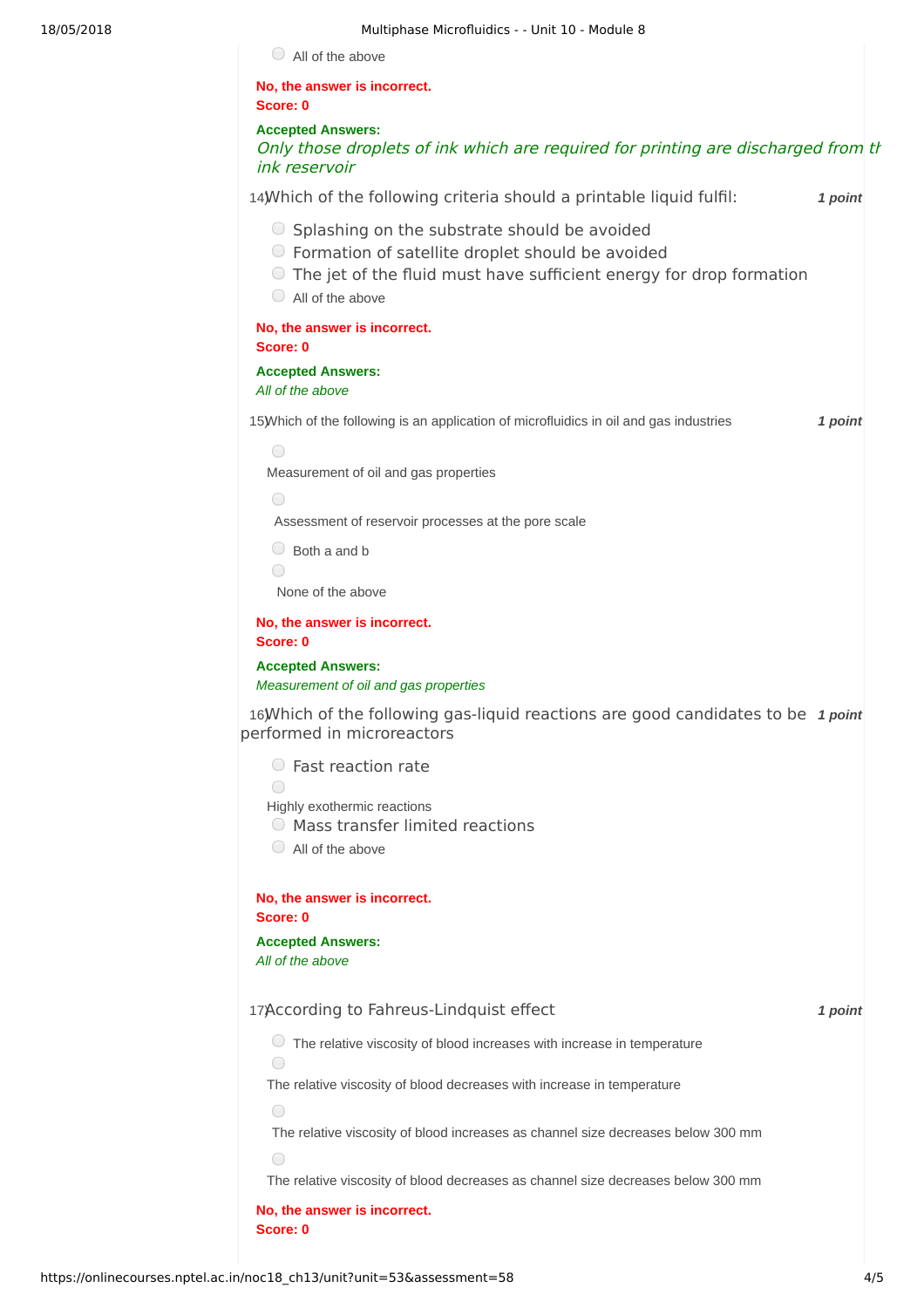- All of the above

**No, the answer is incorrect.**
**Score: 0**

**Accepted Answers:**
*Only those droplets of ink which are required for printing are discharged from th ink reservoir*

14) Which of the following criteria should a printable liquid fulfil: ***1 point***

- Splashing on the substrate should be avoided
- Formation of satellite droplet should be avoided
- The jet of the fluid must have sufficient energy for drop formation
- All of the above

**No, the answer is incorrect.**
**Score: 0**

**Accepted Answers:**
*All of the above*

15) Which of the following is an application of microfluidics in oil and gas industries ***1 point***

- Measurement of oil and gas properties
- Assessment of reservoir processes at the pore scale
- Both a and b
- None of the above

**No, the answer is incorrect.**
**Score: 0**

**Accepted Answers:**
*Measurement of oil and gas properties*

16) Which of the following gas-liquid reactions are good candidates to be performed in microreactors ***1 point***

- Fast reaction rate
- Highly exothermic reactions
- Mass transfer limited reactions
- All of the above

**No, the answer is incorrect.**
**Score: 0**

**Accepted Answers:**
*All of the above*

17) According to Fahreus-Lindquist effect ***1 point***

- The relative viscosity of blood increases with increase in temperature
- The relative viscosity of blood decreases with increase in temperature
- The relative viscosity of blood increases as channel size decreases below 300 mm
- The relative viscosity of blood decreases as channel size decreases below 300 mm

**No, the answer is incorrect.**
**Score: 0**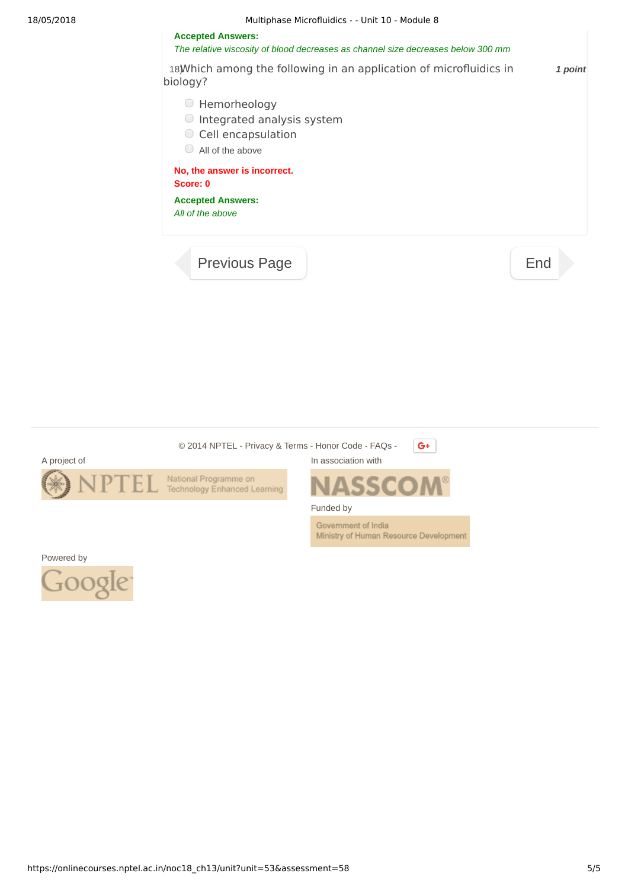**Accepted Answers:**
*The relative viscosity of blood decreases as channel size decreases below 300 mm*

18) Which among the following in an application of microfluidics in biology? **1 point**

- Hemorheology
- Integrated analysis system
- Cell encapsulation
- All of the above

**No, the answer is incorrect.**
**Score: 0**

**Accepted Answers:**
*All of the above*

Previous Page

End

© 2014 NPTEL - Privacy & Terms - Honor Code - FAQs -

A project of

NPTEL National Programme on Technology Enhanced Learning

In association with

NASSCOM

Funded by

Government of India Ministry of Human Resource Development

Powered by

Google